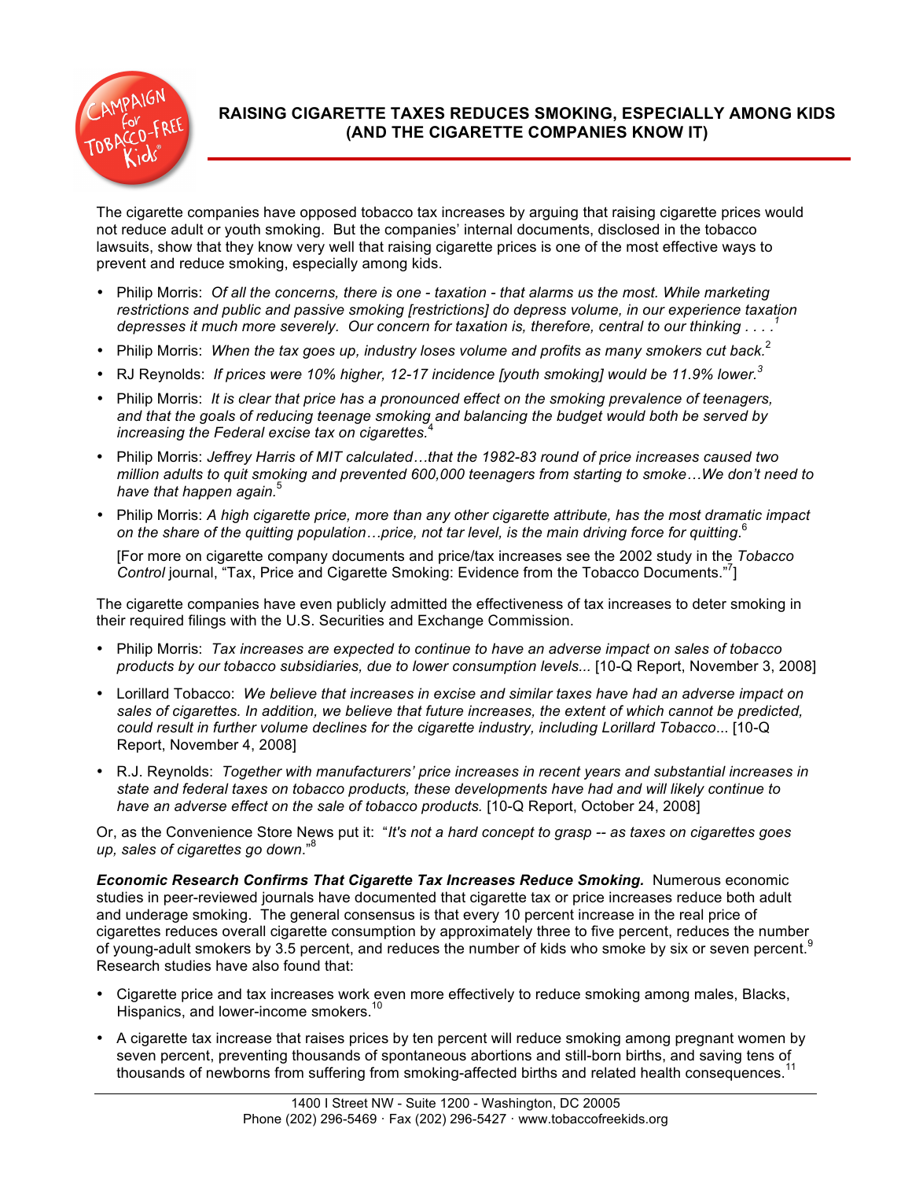# RAISING CIGARETTE TAXES REDUCES SMOKING, ESPECIALLY AMONG KIDS (AND THE CIGARETTE COMPANIES KNOW IT)

The cigarette companies have opposed tobacco tax increases by arguing that raising cigarette prices would not reduce adult or youth smoking. But the companies' internal documents, disclosed in the tobacco lawsuits, show that they know very well that raising cigarette prices is one of the most effective ways to prevent and reduce smoking, especially among kids.

- Philip Morris: *Of all the concerns, there is one - taxation - that alarms us the most. While marketing restrictions and public and passive smoking [restrictions] do depress volume, in our experience taxation depresses it much more severely. Our concern for taxation is, therefore, central to our thinking . . . .*[1]
- Philip Morris: *When the tax goes up, industry loses volume and profits as many smokers cut back.*[2]
- RJ Reynolds: *If prices were 10% higher, 12-17 incidence [youth smoking] would be 11.9% lower.*[3]
- Philip Morris: *It is clear that price has a pronounced effect on the smoking prevalence of teenagers, and that the goals of reducing teenage smoking and balancing the budget would both be served by increasing the Federal excise tax on cigarettes.*[4]
- Philip Morris: *Jeffrey Harris of MIT calculated…that the 1982-83 round of price increases caused two million adults to quit smoking and prevented 600,000 teenagers from starting to smoke…We don't need to have that happen again.*[5]
- Philip Morris: *A high cigarette price, more than any other cigarette attribute, has the most dramatic impact on the share of the quitting population…price, not tar level, is the main driving force for quitting.*[6]

  [For more on cigarette company documents and price/tax increases see the 2002 study in the *Tobacco Control* journal, "Tax, Price and Cigarette Smoking: Evidence from the Tobacco Documents."[7]]

The cigarette companies have even publicly admitted the effectiveness of tax increases to deter smoking in their required filings with the U.S. Securities and Exchange Commission.

- Philip Morris: *Tax increases are expected to continue to have an adverse impact on sales of tobacco products by our tobacco subsidiaries, due to lower consumption levels...* [10-Q Report, November 3, 2008]
- Lorillard Tobacco: *We believe that increases in excise and similar taxes have had an adverse impact on sales of cigarettes. In addition, we believe that future increases, the extent of which cannot be predicted, could result in further volume declines for the cigarette industry, including Lorillard Tobacco*... [10-Q Report, November 4, 2008]
- R.J. Reynolds: *Together with manufacturers' price increases in recent years and substantial increases in state and federal taxes on tobacco products, these developments have had and will likely continue to have an adverse effect on the sale of tobacco products.* [10-Q Report, October 24, 2008]

Or, as the Convenience Store News put it: "*It's not a hard concept to grasp -- as taxes on cigarettes goes up, sales of cigarettes go down*."[8]

***Economic Research Confirms That Cigarette Tax Increases Reduce Smoking.*** Numerous economic studies in peer-reviewed journals have documented that cigarette tax or price increases reduce both adult and underage smoking. The general consensus is that every 10 percent increase in the real price of cigarettes reduces overall cigarette consumption by approximately three to five percent, reduces the number of young-adult smokers by 3.5 percent, and reduces the number of kids who smoke by six or seven percent.[9] Research studies have also found that:

- Cigarette price and tax increases work even more effectively to reduce smoking among males, Blacks, Hispanics, and lower-income smokers.[10]
- A cigarette tax increase that raises prices by ten percent will reduce smoking among pregnant women by seven percent, preventing thousands of spontaneous abortions and still-born births, and saving tens of thousands of newborns from suffering from smoking-affected births and related health consequences.[11]

1400 I Street NW - Suite 1200 - Washington, DC 20005
Phone (202) 296-5469 · Fax (202) 296-5427 · www.tobaccofreekids.org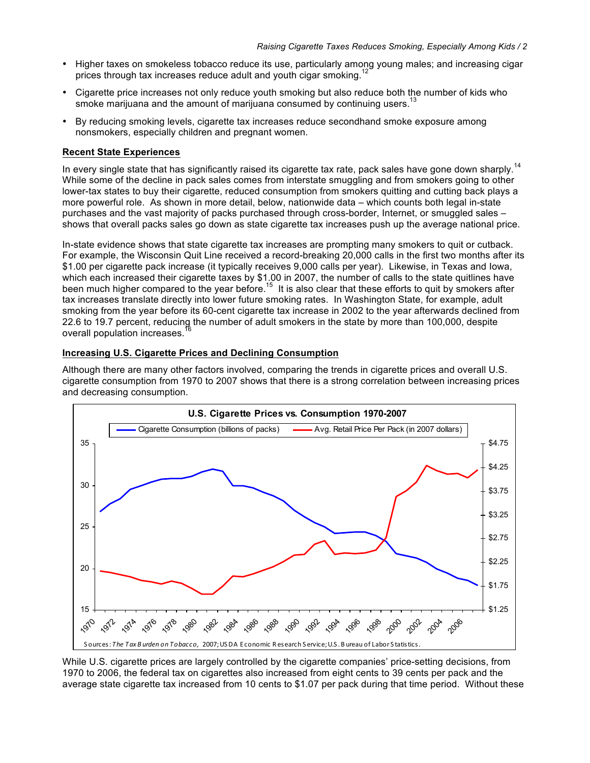- Higher taxes on smokeless tobacco reduce its use, particularly among young males; and increasing cigar prices through tax increases reduce adult and youth cigar smoking.[12]
- Cigarette price increases not only reduce youth smoking but also reduce both the number of kids who smoke marijuana and the amount of marijuana consumed by continuing users.[13]
- By reducing smoking levels, cigarette tax increases reduce secondhand smoke exposure among nonsmokers, especially children and pregnant women.

**Recent State Experiences**

In every single state that has significantly raised its cigarette tax rate, pack sales have gone down sharply.[14] While some of the decline in pack sales comes from interstate smuggling and from smokers going to other lower-tax states to buy their cigarette, reduced consumption from smokers quitting and cutting back plays a more powerful role. As shown in more detail, below, nationwide data – which counts both legal in-state purchases and the vast majority of packs purchased through cross-border, Internet, or smuggled sales – shows that overall packs sales go down as state cigarette tax increases push up the average national price.

In-state evidence shows that state cigarette tax increases are prompting many smokers to quit or cutback. For example, the Wisconsin Quit Line received a record-breaking 20,000 calls in the first two months after its $1.00 per cigarette pack increase (it typically receives 9,000 calls per year). Likewise, in Texas and Iowa, which each increased their cigarette taxes by $1.00 in 2007, the number of calls to the state quitlines have been much higher compared to the year before.[15] It is also clear that these efforts to quit by smokers after tax increases translate directly into lower future smoking rates. In Washington State, for example, adult smoking from the year before its 60-cent cigarette tax increase in 2002 to the year afterwards declined from 22.6 to 19.7 percent, reducing the number of adult smokers in the state by more than 100,000, despite overall population increases.[16]

**Increasing U.S. Cigarette Prices and Declining Consumption**

Although there are many other factors involved, comparing the trends in cigarette prices and overall U.S. cigarette consumption from 1970 to 2007 shows that there is a strong correlation between increasing prices and decreasing consumption.

**U.S. Cigarette Prices vs. Consumption 1970-2007**

Sources: *The Tax Burden on Tobacco*, 2007; USDA Economic Research Service; U.S. Bureau of Labor Statistics.

While U.S. cigarette prices are largely controlled by the cigarette companies' price-setting decisions, from 1970 to 2006, the federal tax on cigarettes also increased from eight cents to 39 cents per pack and the average state cigarette tax increased from 10 cents to $1.07 per pack during that time period. Without these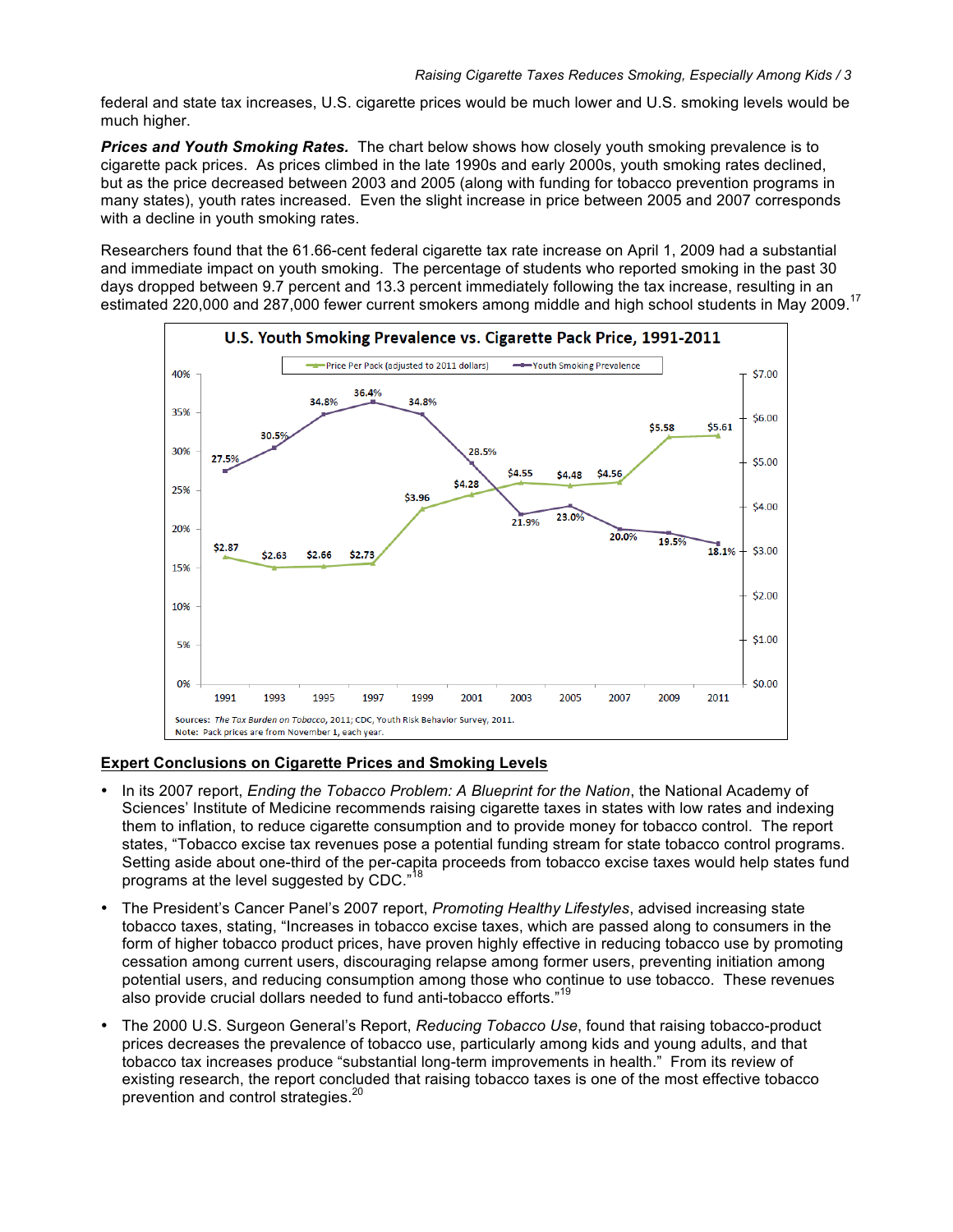federal and state tax increases, U.S. cigarette prices would be much lower and U.S. smoking levels would be much higher.

***Prices and Youth Smoking Rates.*** The chart below shows how closely youth smoking prevalence is to cigarette pack prices. As prices climbed in the late 1990s and early 2000s, youth smoking rates declined, but as the price decreased between 2003 and 2005 (along with funding for tobacco prevention programs in many states), youth rates increased. Even the slight increase in price between 2005 and 2007 corresponds with a decline in youth smoking rates.

Researchers found that the 61.66-cent federal cigarette tax rate increase on April 1, 2009 had a substantial and immediate impact on youth smoking. The percentage of students who reported smoking in the past 30 days dropped between 9.7 percent and 13.3 percent immediately following the tax increase, resulting in an estimated 220,000 and 287,000 fewer current smokers among middle and high school students in May 2009.[17]

**U.S. Youth Smoking Prevalence vs. Cigarette Pack Price, 1991-2011**

| Year | Price Per Pack (adjusted to 2011 dollars) | Youth Smoking Prevalence |
|---|---|---|
| 1991 | $2.87 | 27.5% |
| 1993 | $2.63 | 30.5% |
| 1995 | $2.66 | 34.8% |
| 1997 | $2.73 | 36.4% |
| 1999 | $3.96 | 34.8% |
| 2001 | $4.28 | 28.5% |
| 2003 | $4.55 | 21.9% |
| 2005 | $4.48 | 23.0% |
| 2007 | $4.56 | 20.0% |
| 2009 | $5.58 | 19.5% |
| 2011 | $5.61 | 18.1% |

Sources: *The Tax Burden on Tobacco*, 2011; CDC, Youth Risk Behavior Survey, 2011.
Note: Pack prices are from November 1, each year.

## Expert Conclusions on Cigarette Prices and Smoking Levels

- In its 2007 report, *Ending the Tobacco Problem: A Blueprint for the Nation*, the National Academy of Sciences' Institute of Medicine recommends raising cigarette taxes in states with low rates and indexing them to inflation, to reduce cigarette consumption and to provide money for tobacco control. The report states, "Tobacco excise tax revenues pose a potential funding stream for state tobacco control programs. Setting aside about one-third of the per-capita proceeds from tobacco excise taxes would help states fund programs at the level suggested by CDC."[18]
- The President's Cancer Panel's 2007 report, *Promoting Healthy Lifestyles*, advised increasing state tobacco taxes, stating, "Increases in tobacco excise taxes, which are passed along to consumers in the form of higher tobacco product prices, have proven highly effective in reducing tobacco use by promoting cessation among current users, discouraging relapse among former users, preventing initiation among potential users, and reducing consumption among those who continue to use tobacco. These revenues also provide crucial dollars needed to fund anti-tobacco efforts."[19]
- The 2000 U.S. Surgeon General's Report, *Reducing Tobacco Use*, found that raising tobacco-product prices decreases the prevalence of tobacco use, particularly among kids and young adults, and that tobacco tax increases produce "substantial long-term improvements in health." From its review of existing research, the report concluded that raising tobacco taxes is one of the most effective tobacco prevention and control strategies.[20]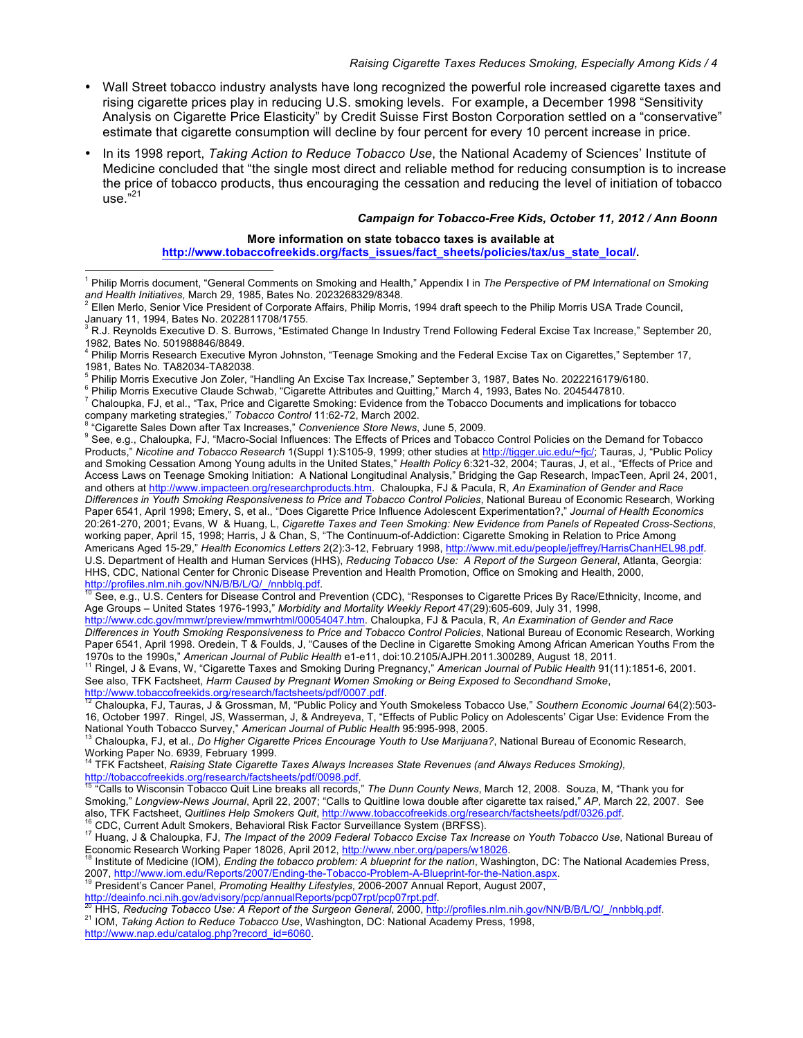- Wall Street tobacco industry analysts have long recognized the powerful role increased cigarette taxes and rising cigarette prices play in reducing U.S. smoking levels. For example, a December 1998 "Sensitivity Analysis on Cigarette Price Elasticity" by Credit Suisse First Boston Corporation settled on a "conservative" estimate that cigarette consumption will decline by four percent for every 10 percent increase in price.
- In its 1998 report, *Taking Action to Reduce Tobacco Use*, the National Academy of Sciences' Institute of Medicine concluded that "the single most direct and reliable method for reducing consumption is to increase the price of tobacco products, thus encouraging the cessation and reducing the level of initiation of tobacco use."[21]

***Campaign for Tobacco-Free Kids, October 11, 2012 / Ann Boonn***

**More information on state tobacco taxes is available at**
**http://www.tobaccofreekids.org/facts_issues/fact_sheets/policies/tax/us_state_local/.**

---

[1] Philip Morris document, "General Comments on Smoking and Health," Appendix I in *The Perspective of PM International on Smoking and Health Initiatives*, March 29, 1985, Bates No. 2023268329/8348.
[2] Ellen Merlo, Senior Vice President of Corporate Affairs, Philip Morris, 1994 draft speech to the Philip Morris USA Trade Council, January 11, 1994, Bates No. 2022811708/1755.
[3] R.J. Reynolds Executive D. S. Burrows, "Estimated Change In Industry Trend Following Federal Excise Tax Increase," September 20, 1982, Bates No. 501988846/8849.
[4] Philip Morris Research Executive Myron Johnston, "Teenage Smoking and the Federal Excise Tax on Cigarettes," September 17, 1981, Bates No. TA82034-TA82038.
[5] Philip Morris Executive Jon Zoler, "Handling An Excise Tax Increase," September 3, 1987, Bates No. 2022216179/6180.
[6] Philip Morris Executive Claude Schwab, "Cigarette Attributes and Quitting," March 4, 1993, Bates No. 2045447810.
[7] Chaloupka, FJ, et al., "Tax, Price and Cigarette Smoking: Evidence from the Tobacco Documents and implications for tobacco company marketing strategies," *Tobacco Control* 11:62-72, March 2002.
[8] "Cigarette Sales Down after Tax Increases," *Convenience Store News*, June 5, 2009.
[9] See, e.g., Chaloupka, FJ, "Macro-Social Influences: The Effects of Prices and Tobacco Control Policies on the Demand for Tobacco Products," *Nicotine and Tobacco Research* 1(Suppl 1):S105-9, 1999; other studies at http://tigger.uic.edu/~fjc/; Tauras, J, "Public Policy and Smoking Cessation Among Young adults in the United States," *Health Policy* 6:321-32, 2004; Tauras, J, et al., "Effects of Price and Access Laws on Teenage Smoking Initiation: A National Longitudinal Analysis," Bridging the Gap Research, ImpacTeen, April 24, 2001, and others at http://www.impacteen.org/researchproducts.htm. Chaloupka, FJ & Pacula, R, *An Examination of Gender and Race Differences in Youth Smoking Responsiveness to Price and Tobacco Control Policies*, National Bureau of Economic Research, Working Paper 6541, April 1998; Emery, S, et al., "Does Cigarette Price Influence Adolescent Experimentation?," *Journal of Health Economics* 20:261-270, 2001; Evans, W & Huang, L, *Cigarette Taxes and Teen Smoking: New Evidence from Panels of Repeated Cross-Sections*, working paper, April 15, 1998; Harris, J & Chan, S, "The Continuum-of-Addiction: Cigarette Smoking in Relation to Price Among Americans Aged 15-29," *Health Economics Letters* 2(2):3-12, February 1998, http://www.mit.edu/people/jeffrey/HarrisChanHEL98.pdf. U.S. Department of Health and Human Services (HHS), *Reducing Tobacco Use: A Report of the Surgeon General*, Atlanta, Georgia: HHS, CDC, National Center for Chronic Disease Prevention and Health Promotion, Office on Smoking and Health, 2000, http://profiles.nlm.nih.gov/NN/B/B/L/Q/_/nnbblq.pdf.
[10] See, e.g., U.S. Centers for Disease Control and Prevention (CDC), "Responses to Cigarette Prices By Race/Ethnicity, Income, and Age Groups – United States 1976-1993," *Morbidity and Mortality Weekly Report* 47(29):605-609, July 31, 1998, http://www.cdc.gov/mmwr/preview/mmwrhtml/00054047.htm. Chaloupka, FJ & Pacula, R, *An Examination of Gender and Race Differences in Youth Smoking Responsiveness to Price and Tobacco Control Policies*, National Bureau of Economic Research, Working Paper 6541, April 1998. Oredein, T & Foulds, J, "Causes of the Decline in Cigarette Smoking Among African American Youths From the 1970s to the 1990s," *American Journal of Public Health* e1-e11, doi:10.2105/AJPH.2011.300289, August 18, 2011.
[11] Ringel, J & Evans, W, "Cigarette Taxes and Smoking During Pregnancy," *American Journal of Public Health* 91(11):1851-6, 2001. See also, TFK Factsheet, *Harm Caused by Pregnant Women Smoking or Being Exposed to Secondhand Smoke*, http://www.tobaccofreekids.org/research/factsheets/pdf/0007.pdf.
[12] Chaloupka, FJ, Tauras, J & Grossman, M, "Public Policy and Youth Smokeless Tobacco Use," *Southern Economic Journal* 64(2):503-16, October 1997. Ringel, JS, Wasserman, J, & Andreyeva, T, "Effects of Public Policy on Adolescents' Cigar Use: Evidence From the National Youth Tobacco Survey," *American Journal of Public Health* 95:995-998, 2005.
[13] Chaloupka, FJ, et al., *Do Higher Cigarette Prices Encourage Youth to Use Marijuana?*, National Bureau of Economic Research, Working Paper No. 6939, February 1999.
[14] TFK Factsheet, *Raising State Cigarette Taxes Always Increases State Revenues (and Always Reduces Smoking)*, http://tobaccofreekids.org/research/factsheets/pdf/0098.pdf.
[15] "Calls to Wisconsin Tobacco Quit Line breaks all records," *The Dunn County News*, March 12, 2008. Souza, M, "Thank you for Smoking," *Longview-News Journal*, April 22, 2007; "Calls to Quitline Iowa double after cigarette tax raised," *AP*, March 22, 2007. See also, TFK Factsheet, *Quitlines Help Smokers Quit*, http://www.tobaccofreekids.org/research/factsheets/pdf/0326.pdf.
[16] CDC, Current Adult Smokers, Behavioral Risk Factor Surveillance System (BRFSS).
[17] Huang, J & Chaloupka, FJ, *The Impact of the 2009 Federal Tobacco Excise Tax Increase on Youth Tobacco Use*, National Bureau of Economic Research Working Paper 18026, April 2012, http://www.nber.org/papers/w18026.
[18] Institute of Medicine (IOM), *Ending the tobacco problem: A blueprint for the nation*, Washington, DC: The National Academies Press, 2007, http://www.iom.edu/Reports/2007/Ending-the-Tobacco-Problem-A-Blueprint-for-the-Nation.aspx.
[19] President's Cancer Panel, *Promoting Healthy Lifestyles*, 2006-2007 Annual Report, August 2007, http://deainfo.nci.nih.gov/advisory/pcp/annualReports/pcp07rpt/pcp07rpt.pdf.
[20] HHS, *Reducing Tobacco Use: A Report of the Surgeon General*, 2000, http://profiles.nlm.nih.gov/NN/B/B/L/Q/_/nnbblq.pdf.
[21] IOM, *Taking Action to Reduce Tobacco Use*, Washington, DC: National Academy Press, 1998, http://www.nap.edu/catalog.php?record_id=6060.